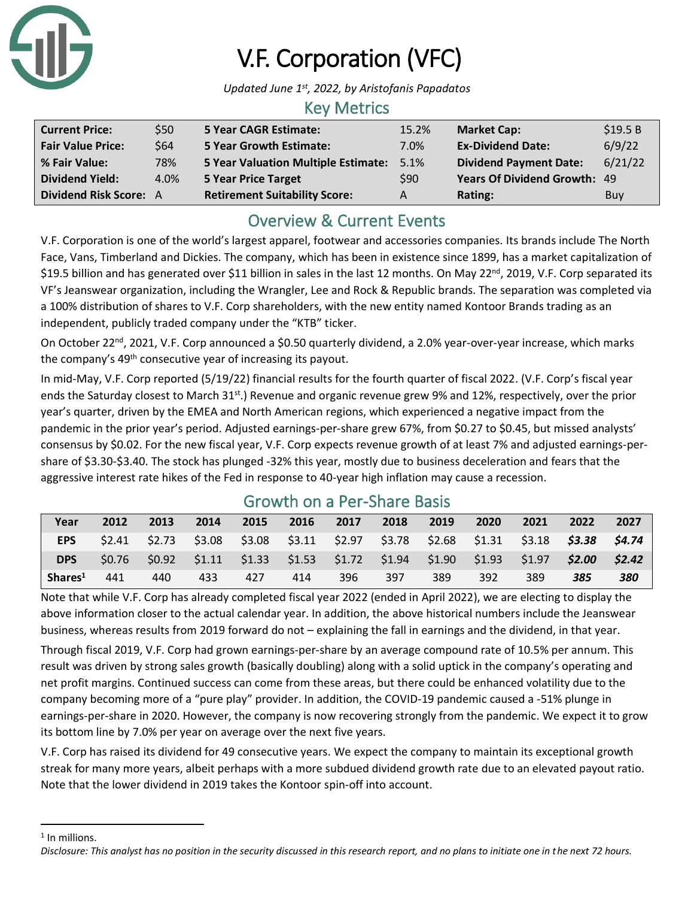# V.F. Corporation (VFC)

*Updated June 1st, 2022, by Aristofanis Papadatos*

## Key Metrics

| | | | | | |
|---|---|---|---|---|---|
| **Current Price:** | $50 | **5 Year CAGR Estimate:** | 15.2% | **Market Cap:** | $19.5 B |
| **Fair Value Price:** | $64 | **5 Year Growth Estimate:** | 7.0% | **Ex-Dividend Date:** | 6/9/22 |
| **% Fair Value:** | 78% | **5 Year Valuation Multiple Estimate:** | 5.1% | **Dividend Payment Date:** | 6/21/22 |
| **Dividend Yield:** | 4.0% | **5 Year Price Target** | $90 | **Years Of Dividend Growth:** | 49 |
| **Dividend Risk Score:** | A | **Retirement Suitability Score:** | A | **Rating:** | Buy |

## Overview & Current Events

V.F. Corporation is one of the world's largest apparel, footwear and accessories companies. Its brands include The North Face, Vans, Timberland and Dickies. The company, which has been in existence since 1899, has a market capitalization of $19.5 billion and has generated over $11 billion in sales in the last 12 months. On May 22nd, 2019, V.F. Corp separated its VF's Jeanswear organization, including the Wrangler, Lee and Rock & Republic brands. The separation was completed via a 100% distribution of shares to V.F. Corp shareholders, with the new entity named Kontoor Brands trading as an independent, publicly traded company under the "KTB" ticker.

On October 22nd, 2021, V.F. Corp announced a $0.50 quarterly dividend, a 2.0% year-over-year increase, which marks the company's 49th consecutive year of increasing its payout.

In mid-May, V.F. Corp reported (5/19/22) financial results for the fourth quarter of fiscal 2022. (V.F. Corp's fiscal year ends the Saturday closest to March 31st.) Revenue and organic revenue grew 9% and 12%, respectively, over the prior year's quarter, driven by the EMEA and North American regions, which experienced a negative impact from the pandemic in the prior year's period. Adjusted earnings-per-share grew 67%, from $0.27 to $0.45, but missed analysts' consensus by $0.02. For the new fiscal year, V.F. Corp expects revenue growth of at least 7% and adjusted earnings-per-share of $3.30-$3.40. The stock has plunged -32% this year, mostly due to business deceleration and fears that the aggressive interest rate hikes of the Fed in response to 40-year high inflation may cause a recession.

## Growth on a Per-Share Basis

| Year | 2012 | 2013 | 2014 | 2015 | 2016 | 2017 | 2018 | 2019 | 2020 | 2021 | 2022 | 2027 |
|---|---|---|---|---|---|---|---|---|---|---|---|---|
| **EPS** | $2.41 | $2.73 | $3.08 | $3.08 | $3.11 | $2.97 | $3.78 | $2.68 | $1.31 | $3.18 | ***$3.38*** | ***$4.74*** |
| **DPS** | $0.76 | $0.92 | $1.11 | $1.33 | $1.53 | $1.72 | $1.94 | $1.90 | $1.93 | $1.97 | ***$2.00*** | ***$2.42*** |
| **Shares[1]** | 441 | 440 | 433 | 427 | 414 | 396 | 397 | 389 | 392 | 389 | ***385*** | ***380*** |

Note that while V.F. Corp has already completed fiscal year 2022 (ended in April 2022), we are electing to display the above information closer to the actual calendar year. In addition, the above historical numbers include the Jeanswear business, whereas results from 2019 forward do not – explaining the fall in earnings and the dividend, in that year.

Through fiscal 2019, V.F. Corp had grown earnings-per-share by an average compound rate of 10.5% per annum. This result was driven by strong sales growth (basically doubling) along with a solid uptick in the company's operating and net profit margins. Continued success can come from these areas, but there could be enhanced volatility due to the company becoming more of a "pure play" provider. In addition, the COVID-19 pandemic caused a -51% plunge in earnings-per-share in 2020. However, the company is now recovering strongly from the pandemic. We expect it to grow its bottom line by 7.0% per year on average over the next five years.

V.F. Corp has raised its dividend for 49 consecutive years. We expect the company to maintain its exceptional growth streak for many more years, albeit perhaps with a more subdued dividend growth rate due to an elevated payout ratio. Note that the lower dividend in 2019 takes the Kontoor spin-off into account.

[1] In millions.

*Disclosure: This analyst has no position in the security discussed in this research report, and no plans to initiate one in the next 72 hours.*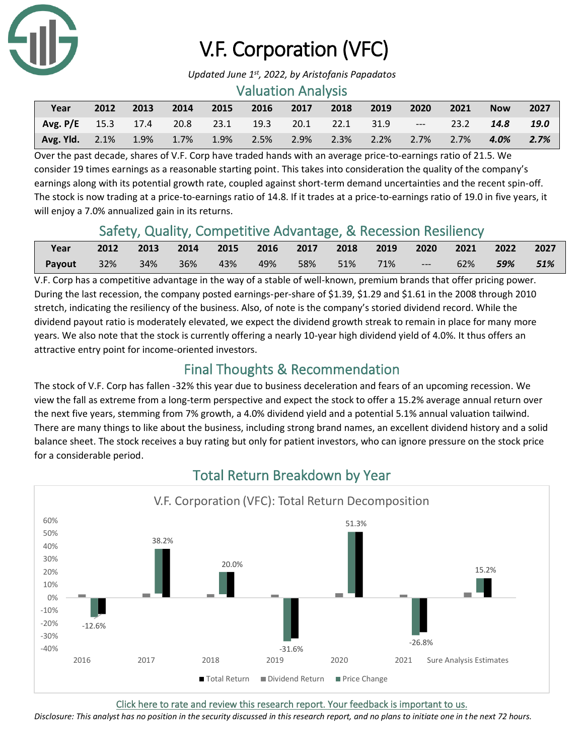# V.F. Corporation (VFC)

*Updated June 1st, 2022, by Aristofanis Papadatos*

## Valuation Analysis

| Year | 2012 | 2013 | 2014 | 2015 | 2016 | 2017 | 2018 | 2019 | 2020 | 2021 | Now | 2027 |
|---|---|---|---|---|---|---|---|---|---|---|---|---|
| **Avg. P/E** | 15.3 | 17.4 | 20.8 | 23.1 | 19.3 | 20.1 | 22.1 | 31.9 | --- | 23.2 | ***14.8*** | ***19.0*** |
| **Avg. Yld.** | 2.1% | 1.9% | 1.7% | 1.9% | 2.5% | 2.9% | 2.3% | 2.2% | 2.7% | 2.7% | ***4.0%*** | ***2.7%*** |

Over the past decade, shares of V.F. Corp have traded hands with an average price-to-earnings ratio of 21.5. We consider 19 times earnings as a reasonable starting point. This takes into consideration the quality of the company's earnings along with its potential growth rate, coupled against short-term demand uncertainties and the recent spin-off. The stock is now trading at a price-to-earnings ratio of 14.8. If it trades at a price-to-earnings ratio of 19.0 in five years, it will enjoy a 7.0% annualized gain in its returns.

## Safety, Quality, Competitive Advantage, & Recession Resiliency

| Year | 2012 | 2013 | 2014 | 2015 | 2016 | 2017 | 2018 | 2019 | 2020 | 2021 | 2022 | 2027 |
|---|---|---|---|---|---|---|---|---|---|---|---|---|
| **Payout** | 32% | 34% | 36% | 43% | 49% | 58% | 51% | 71% | --- | 62% | ***59%*** | ***51%*** |

V.F. Corp has a competitive advantage in the way of a stable of well-known, premium brands that offer pricing power. During the last recession, the company posted earnings-per-share of $1.39, $1.29 and $1.61 in the 2008 through 2010 stretch, indicating the resiliency of the business. Also, of note is the company's storied dividend record. While the dividend payout ratio is moderately elevated, we expect the dividend growth streak to remain in place for many more years. We also note that the stock is currently offering a nearly 10-year high dividend yield of 4.0%. It thus offers an attractive entry point for income-oriented investors.

## Final Thoughts & Recommendation

The stock of V.F. Corp has fallen -32% this year due to business deceleration and fears of an upcoming recession. We view the fall as extreme from a long-term perspective and expect the stock to offer a 15.2% average annual return over the next five years, stemming from 7% growth, a 4.0% dividend yield and a potential 5.1% annual valuation tailwind. There are many things to like about the business, including strong brand names, an excellent dividend history and a solid balance sheet. The stock receives a buy rating but only for patient investors, who can ignore pressure on the stock price for a considerable period.

## Total Return Breakdown by Year

V.F. Corporation (VFC): Total Return Decomposition

60%
50%
40%
30%
20%
10%
0%
-10%
-20%
-30%
-40%

-12.6%
38.2%
20.0%
-31.6%
51.3%
-26.8%
15.2%

2016
2017
2018
2019
2020
2021
Sure Analysis Estimates

Total Return
Dividend Return
Price Change

Click here to rate and review this research report. Your feedback is important to us.

*Disclosure: This analyst has no position in the security discussed in this research report, and no plans to initiate one in the next 72 hours.*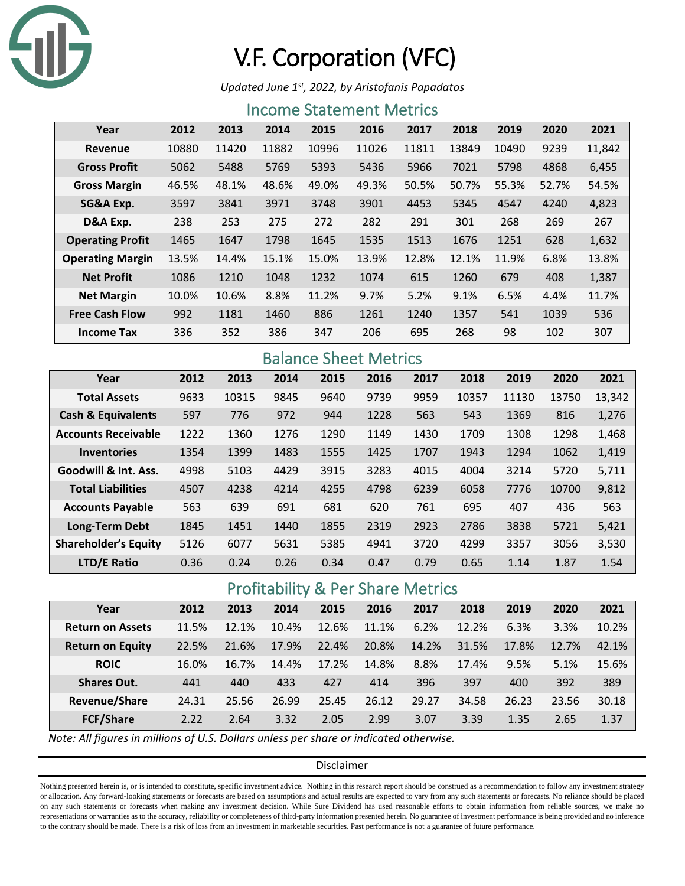# V.F. Corporation (VFC)

*Updated June 1st, 2022, by Aristofanis Papadatos*

## Income Statement Metrics

| Year | 2012 | 2013 | 2014 | 2015 | 2016 | 2017 | 2018 | 2019 | 2020 | 2021 |
|---|---|---|---|---|---|---|---|---|---|---|
| Revenue | 10880 | 11420 | 11882 | 10996 | 11026 | 11811 | 13849 | 10490 | 9239 | 11,842 |
| Gross Profit | 5062 | 5488 | 5769 | 5393 | 5436 | 5966 | 7021 | 5798 | 4868 | 6,455 |
| Gross Margin | 46.5% | 48.1% | 48.6% | 49.0% | 49.3% | 50.5% | 50.7% | 55.3% | 52.7% | 54.5% |
| SG&A Exp. | 3597 | 3841 | 3971 | 3748 | 3901 | 4453 | 5345 | 4547 | 4240 | 4,823 |
| D&A Exp. | 238 | 253 | 275 | 272 | 282 | 291 | 301 | 268 | 269 | 267 |
| Operating Profit | 1465 | 1647 | 1798 | 1645 | 1535 | 1513 | 1676 | 1251 | 628 | 1,632 |
| Operating Margin | 13.5% | 14.4% | 15.1% | 15.0% | 13.9% | 12.8% | 12.1% | 11.9% | 6.8% | 13.8% |
| Net Profit | 1086 | 1210 | 1048 | 1232 | 1074 | 615 | 1260 | 679 | 408 | 1,387 |
| Net Margin | 10.0% | 10.6% | 8.8% | 11.2% | 9.7% | 5.2% | 9.1% | 6.5% | 4.4% | 11.7% |
| Free Cash Flow | 992 | 1181 | 1460 | 886 | 1261 | 1240 | 1357 | 541 | 1039 | 536 |
| Income Tax | 336 | 352 | 386 | 347 | 206 | 695 | 268 | 98 | 102 | 307 |

## Balance Sheet Metrics

| Year | 2012 | 2013 | 2014 | 2015 | 2016 | 2017 | 2018 | 2019 | 2020 | 2021 |
|---|---|---|---|---|---|---|---|---|---|---|
| Total Assets | 9633 | 10315 | 9845 | 9640 | 9739 | 9959 | 10357 | 11130 | 13750 | 13,342 |
| Cash & Equivalents | 597 | 776 | 972 | 944 | 1228 | 563 | 543 | 1369 | 816 | 1,276 |
| Accounts Receivable | 1222 | 1360 | 1276 | 1290 | 1149 | 1430 | 1709 | 1308 | 1298 | 1,468 |
| Inventories | 1354 | 1399 | 1483 | 1555 | 1425 | 1707 | 1943 | 1294 | 1062 | 1,419 |
| Goodwill & Int. Ass. | 4998 | 5103 | 4429 | 3915 | 3283 | 4015 | 4004 | 3214 | 5720 | 5,711 |
| Total Liabilities | 4507 | 4238 | 4214 | 4255 | 4798 | 6239 | 6058 | 7776 | 10700 | 9,812 |
| Accounts Payable | 563 | 639 | 691 | 681 | 620 | 761 | 695 | 407 | 436 | 563 |
| Long-Term Debt | 1845 | 1451 | 1440 | 1855 | 2319 | 2923 | 2786 | 3838 | 5721 | 5,421 |
| Shareholder's Equity | 5126 | 6077 | 5631 | 5385 | 4941 | 3720 | 4299 | 3357 | 3056 | 3,530 |
| LTD/E Ratio | 0.36 | 0.24 | 0.26 | 0.34 | 0.47 | 0.79 | 0.65 | 1.14 | 1.87 | 1.54 |

## Profitability & Per Share Metrics

| Year | 2012 | 2013 | 2014 | 2015 | 2016 | 2017 | 2018 | 2019 | 2020 | 2021 |
|---|---|---|---|---|---|---|---|---|---|---|
| Return on Assets | 11.5% | 12.1% | 10.4% | 12.6% | 11.1% | 6.2% | 12.2% | 6.3% | 3.3% | 10.2% |
| Return on Equity | 22.5% | 21.6% | 17.9% | 22.4% | 20.8% | 14.2% | 31.5% | 17.8% | 12.7% | 42.1% |
| ROIC | 16.0% | 16.7% | 14.4% | 17.2% | 14.8% | 8.8% | 17.4% | 9.5% | 5.1% | 15.6% |
| Shares Out. | 441 | 440 | 433 | 427 | 414 | 396 | 397 | 400 | 392 | 389 |
| Revenue/Share | 24.31 | 25.56 | 26.99 | 25.45 | 26.12 | 29.27 | 34.58 | 26.23 | 23.56 | 30.18 |
| FCF/Share | 2.22 | 2.64 | 3.32 | 2.05 | 2.99 | 3.07 | 3.39 | 1.35 | 2.65 | 1.37 |

*Note: All figures in millions of U.S. Dollars unless per share or indicated otherwise.*

---

Disclaimer

---

Nothing presented herein is, or is intended to constitute, specific investment advice. Nothing in this research report should be construed as a recommendation to follow any investment strategy or allocation. Any forward-looking statements or forecasts are based on assumptions and actual results are expected to vary from any such statements or forecasts. No reliance should be placed on any such statements or forecasts when making any investment decision. While Sure Dividend has used reasonable efforts to obtain information from reliable sources, we make no representations or warranties as to the accuracy, reliability or completeness of third-party information presented herein. No guarantee of investment performance is being provided and no inference to the contrary should be made. There is a risk of loss from an investment in marketable securities. Past performance is not a guarantee of future performance.